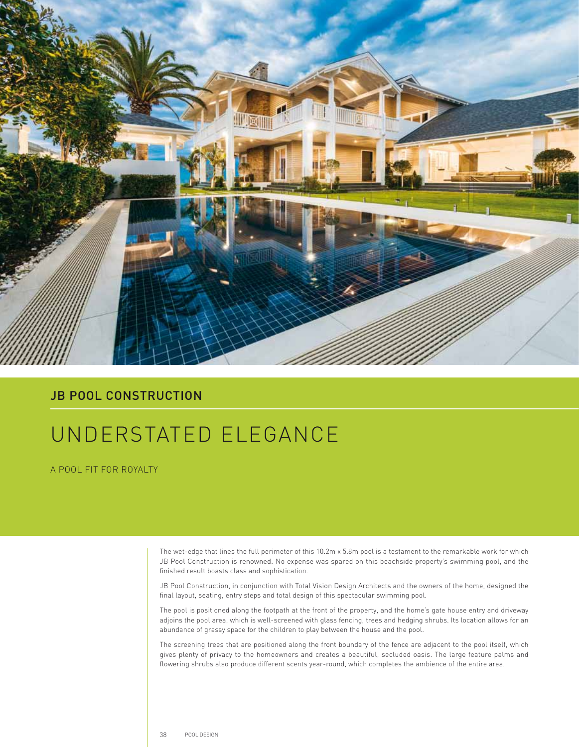## JB POOL CONSTRUCTION

# UNDERSTATED ELEGANCE

A POOL FIT FOR ROYALTY

The wet-edge that lines the full perimeter of this 10.2m x 5.8m pool is a testament to the remarkable work for which JB Pool Construction is renowned. No expense was spared on this beachside property's swimming pool, and the finished result boasts class and sophistication.

JB Pool Construction, in conjunction with Total Vision Design Architects and the owners of the home, designed the final layout, seating, entry steps and total design of this spectacular swimming pool.

The pool is positioned along the footpath at the front of the property, and the home's gate house entry and driveway adjoins the pool area, which is well-screened with glass fencing, trees and hedging shrubs. Its location allows for an abundance of grassy space for the children to play between the house and the pool.

The screening trees that are positioned along the front boundary of the fence are adjacent to the pool itself, which gives plenty of privacy to the homeowners and creates a beautiful, secluded oasis. The large feature palms and flowering shrubs also produce different scents year-round, which completes the ambience of the entire area.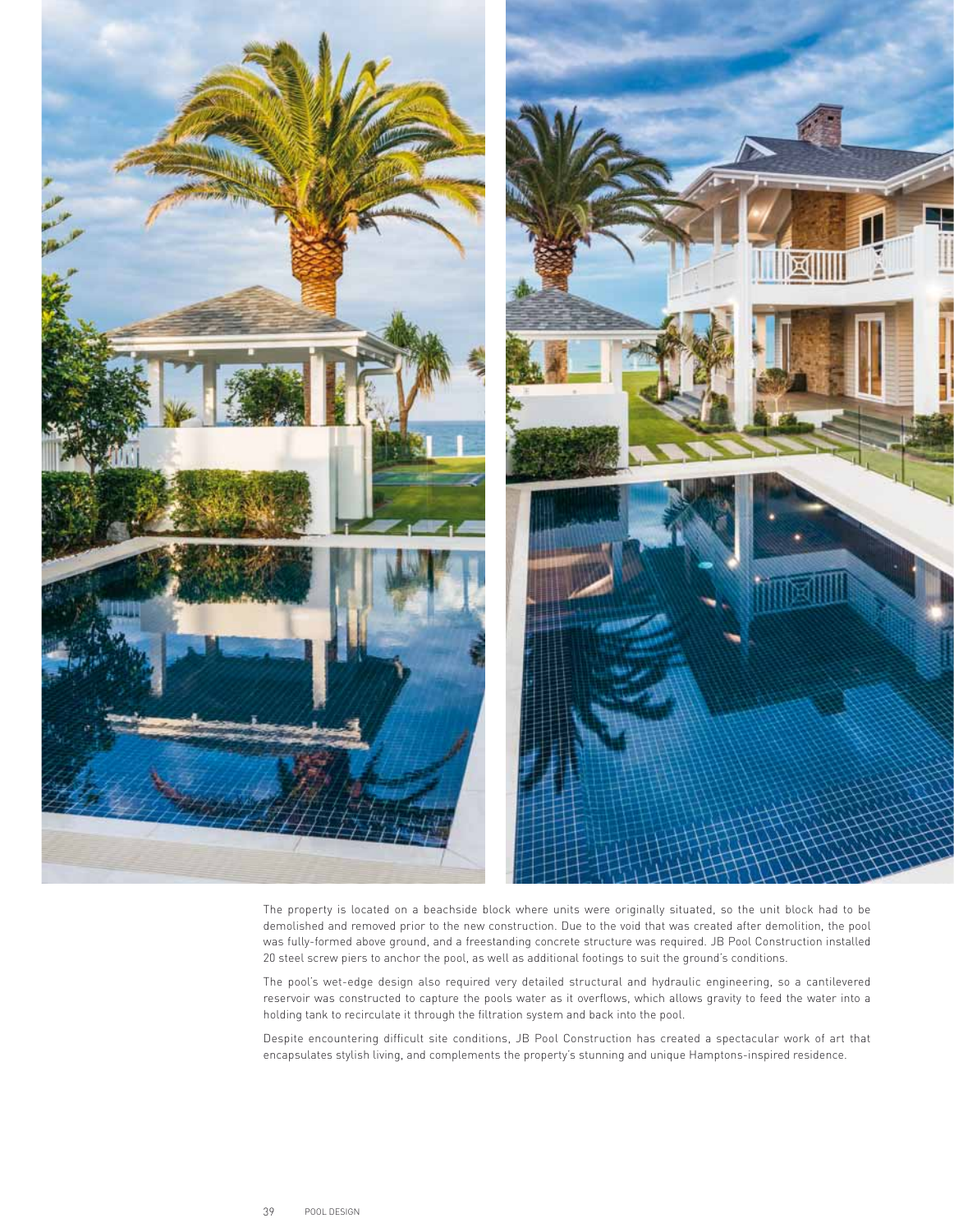The property is located on a beachside block where units were originally situated, so the unit block had to be demolished and removed prior to the new construction. Due to the void that was created after demolition, the pool was fully-formed above ground, and a freestanding concrete structure was required. JB Pool Construction installed 20 steel screw piers to anchor the pool, as well as additional footings to suit the ground's conditions.

The pool's wet-edge design also required very detailed structural and hydraulic engineering, so a cantilevered reservoir was constructed to capture the pools water as it overflows, which allows gravity to feed the water into a holding tank to recirculate it through the filtration system and back into the pool.

Despite encountering difficult site conditions, JB Pool Construction has created a spectacular work of art that encapsulates stylish living, and complements the property's stunning and unique Hamptons-inspired residence.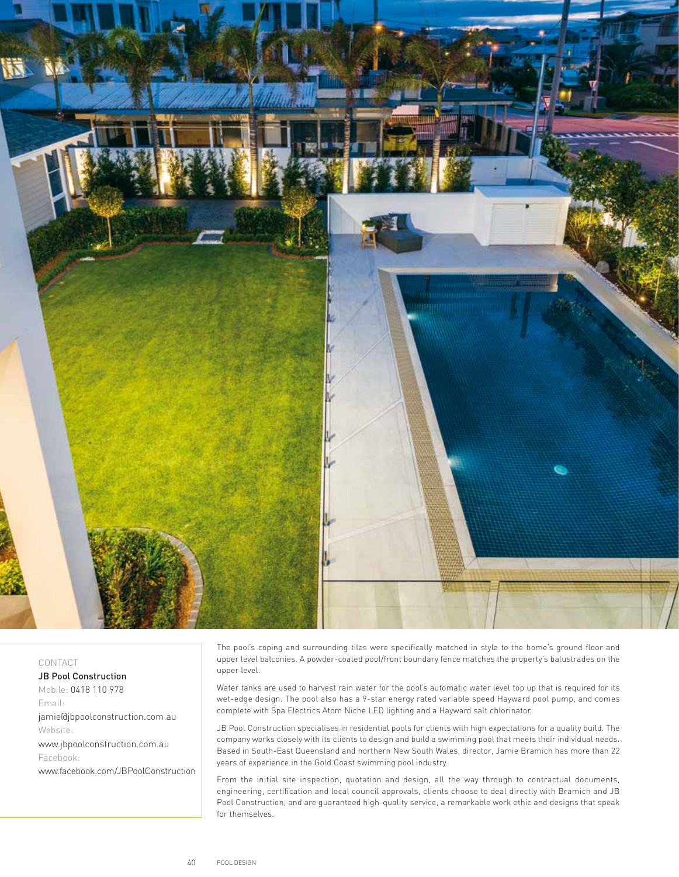CONTACT

**JB Pool Construction**

Mobile: 0418 110 978

Email:

jamie@jbpoolconstruction.com.au

Website:

www.jbpoolconstruction.com.au

Facebook:

www.facebook.com/JBPoolConstruction

The pool's coping and surrounding tiles were specifically matched in style to the home's ground floor and upper level balconies. A powder-coated pool/front boundary fence matches the property's balustrades on the upper level.

Water tanks are used to harvest rain water for the pool's automatic water level top up that is required for its wet-edge design. The pool also has a 9-star energy rated variable speed Hayward pool pump, and comes complete with Spa Electrics Atom Niche LED lighting and a Hayward salt chlorinator.

JB Pool Construction specialises in residential pools for clients with high expectations for a quality build. The company works closely with its clients to design and build a swimming pool that meets their individual needs. Based in South-East Queensland and northern New South Wales, director, Jamie Bramich has more than 22 years of experience in the Gold Coast swimming pool industry.

From the initial site inspection, quotation and design, all the way through to contractual documents, engineering, certification and local council approvals, clients choose to deal directly with Bramich and JB Pool Construction, and are guaranteed high-quality service, a remarkable work ethic and designs that speak for themselves.